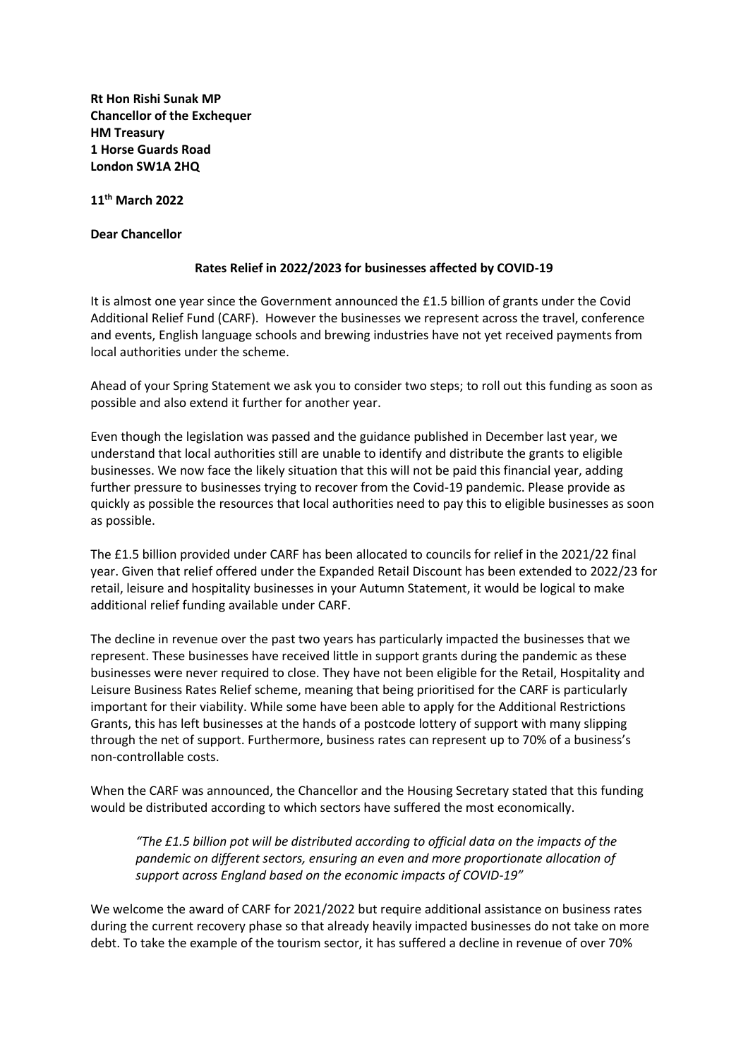**Rt Hon Rishi Sunak MP**
**Chancellor of the Exchequer**
**HM Treasury**
**1 Horse Guards Road**
**London SW1A 2HQ**

**11th March 2022**

**Dear Chancellor**

**Rates Relief in 2022/2023 for businesses affected by COVID-19**

It is almost one year since the Government announced the £1.5 billion of grants under the Covid Additional Relief Fund (CARF). However the businesses we represent across the travel, conference and events, English language schools and brewing industries have not yet received payments from local authorities under the scheme.

Ahead of your Spring Statement we ask you to consider two steps; to roll out this funding as soon as possible and also extend it further for another year.

Even though the legislation was passed and the guidance published in December last year, we understand that local authorities still are unable to identify and distribute the grants to eligible businesses. We now face the likely situation that this will not be paid this financial year, adding further pressure to businesses trying to recover from the Covid-19 pandemic. Please provide as quickly as possible the resources that local authorities need to pay this to eligible businesses as soon as possible.

The £1.5 billion provided under CARF has been allocated to councils for relief in the 2021/22 final year. Given that relief offered under the Expanded Retail Discount has been extended to 2022/23 for retail, leisure and hospitality businesses in your Autumn Statement, it would be logical to make additional relief funding available under CARF.

The decline in revenue over the past two years has particularly impacted the businesses that we represent. These businesses have received little in support grants during the pandemic as these businesses were never required to close. They have not been eligible for the Retail, Hospitality and Leisure Business Rates Relief scheme, meaning that being prioritised for the CARF is particularly important for their viability. While some have been able to apply for the Additional Restrictions Grants, this has left businesses at the hands of a postcode lottery of support with many slipping through the net of support. Furthermore, business rates can represent up to 70% of a business's non-controllable costs.

When the CARF was announced, the Chancellor and the Housing Secretary stated that this funding would be distributed according to which sectors have suffered the most economically.

> *"The £1.5 billion pot will be distributed according to official data on the impacts of the pandemic on different sectors, ensuring an even and more proportionate allocation of support across England based on the economic impacts of COVID-19"*

We welcome the award of CARF for 2021/2022 but require additional assistance on business rates during the current recovery phase so that already heavily impacted businesses do not take on more debt. To take the example of the tourism sector, it has suffered a decline in revenue of over 70%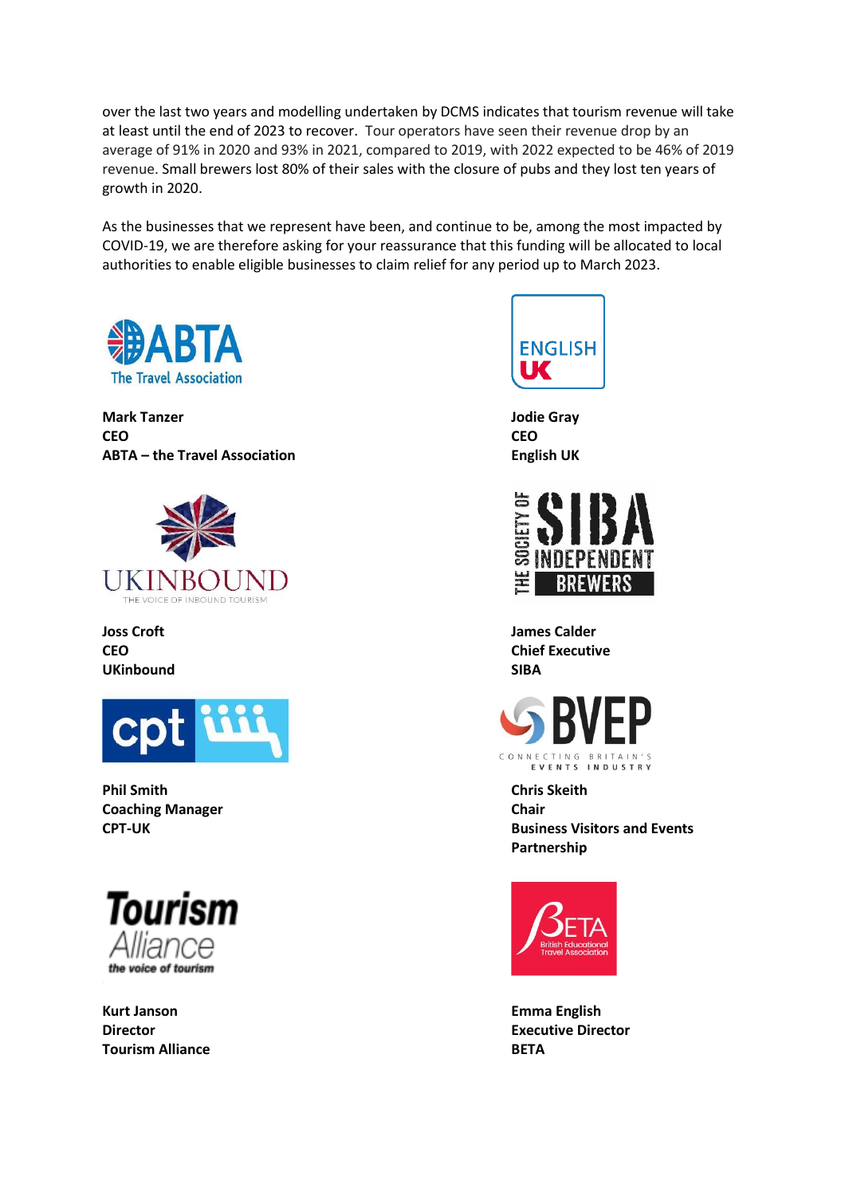over the last two years and modelling undertaken by DCMS indicates that tourism revenue will take at least until the end of 2023 to recover. Tour operators have seen their revenue drop by an average of 91% in 2020 and 93% in 2021, compared to 2019, with 2022 expected to be 46% of 2019 revenue. Small brewers lost 80% of their sales with the closure of pubs and they lost ten years of growth in 2020.

As the businesses that we represent have been, and continue to be, among the most impacted by COVID-19, we are therefore asking for your reassurance that this funding will be allocated to local authorities to enable eligible businesses to claim relief for any period up to March 2023.

**Mark Tanzer**
**CEO**
**ABTA – the Travel Association**

**Jodie Gray**
**CEO**
**English UK**

**Joss Croft**
**CEO**
**UKinbound**

**James Calder**
**Chief Executive**
**SIBA**

**Phil Smith**
**Coaching Manager**
**CPT-UK**

**Chris Skeith**
**Chair**
**Business Visitors and Events Partnership**

**Kurt Janson**
**Director**
**Tourism Alliance**

**Emma English**
**Executive Director**
**BETA**